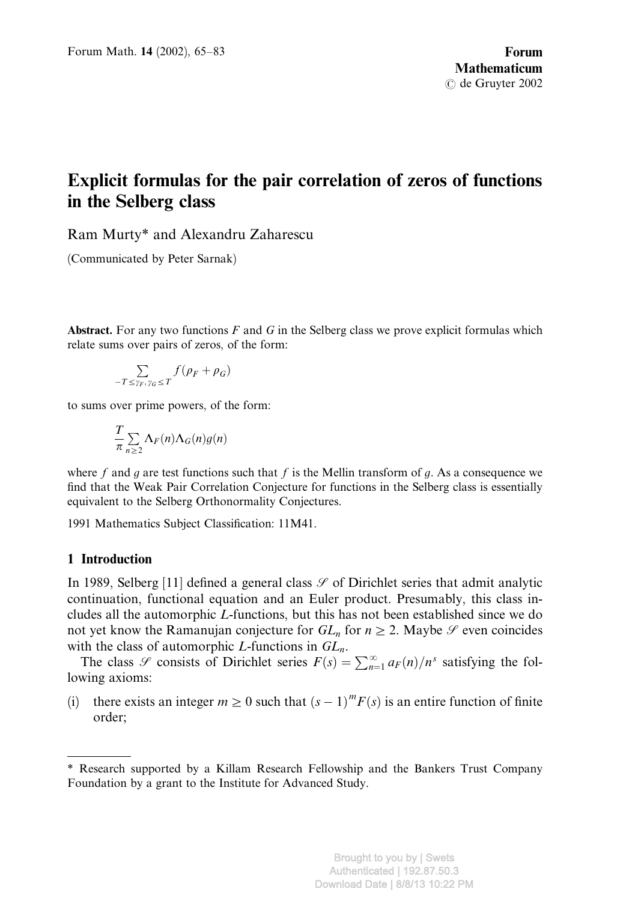# Explicit formulas for the pair correlation of zeros of functions in the Selberg class

Ram Murty* and Alexandru Zaharescu

(Communicated by Peter Sarnak)

**Abstract.** For any two functions $F$ and $G$ in the Selberg class we prove explicit formulas which relate sums over pairs of zeros, of the form:

$$\sum_{-T \leq \gamma_F, \gamma_G \leq T} f(\rho_F + \rho_G)$$

to sums over prime powers, of the form:

$$\frac{T}{\pi} \sum_{n \geq 2} \Lambda_F(n) \Lambda_G(n) g(n)$$

where $f$ and $g$ are test functions such that $f$ is the Mellin transform of $g$. As a consequence we find that the Weak Pair Correlation Conjecture for functions in the Selberg class is essentially equivalent to the Selberg Orthonormality Conjectures.

1991 Mathematics Subject Classification: 11M41.

## 1 Introduction

In 1989, Selberg [11] defined a general class $\mathcal{S}$ of Dirichlet series that admit analytic continuation, functional equation and an Euler product. Presumably, this class includes all the automorphic $L$-functions, but this has not been established since we do not yet know the Ramanujan conjecture for $GL_n$ for $n \geq 2$. Maybe $\mathcal{S}$ even coincides with the class of automorphic $L$-functions in $GL_n$.

The class $\mathcal{S}$ consists of Dirichlet series $F(s) = \sum_{n=1}^{\infty} a_F(n)/n^s$ satisfying the following axioms:

(i) there exists an integer $m \geq 0$ such that $(s-1)^m F(s)$ is an entire function of finite order;

---

* Research supported by a Killam Research Fellowship and the Bankers Trust Company Foundation by a grant to the Institute for Advanced Study.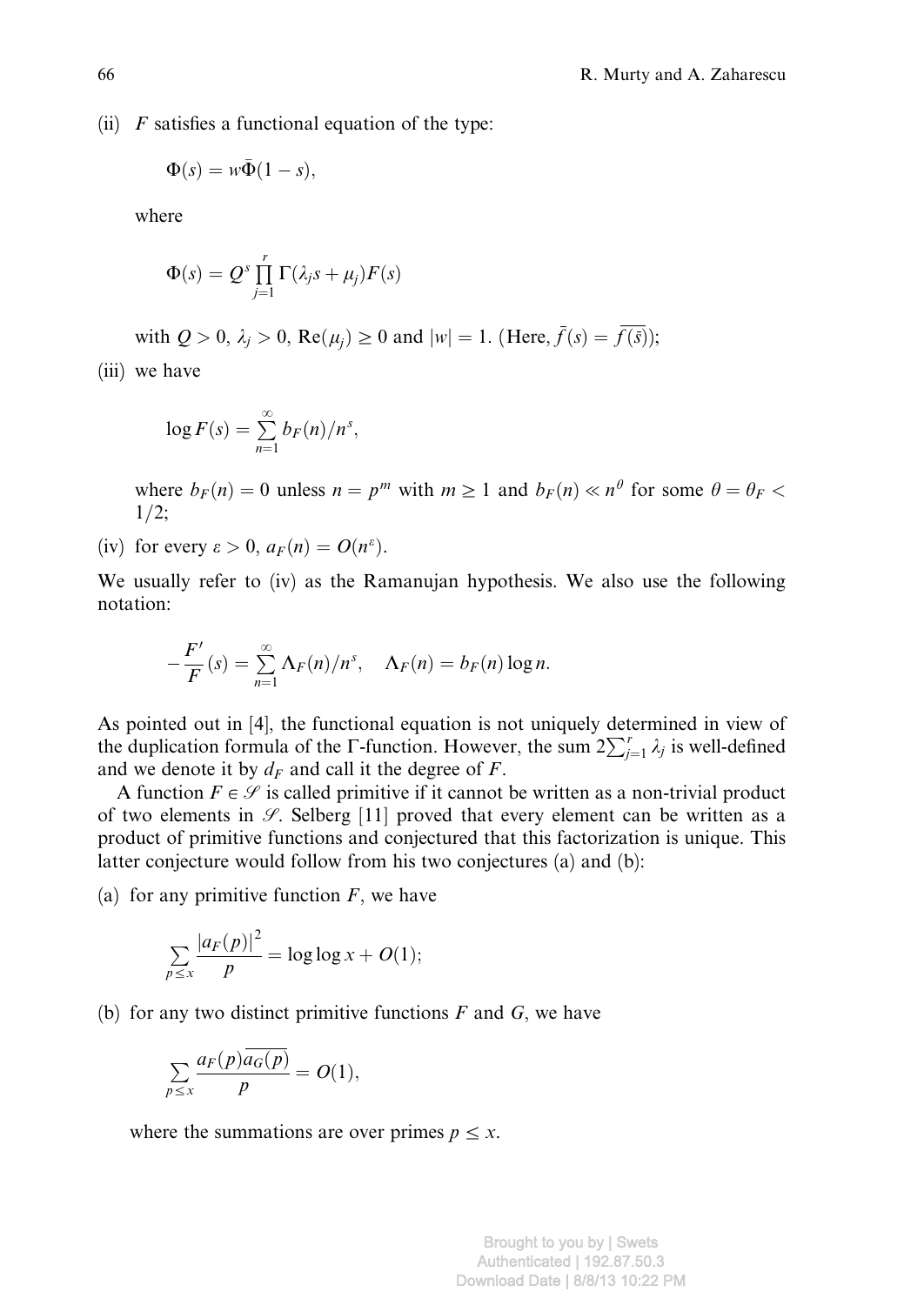(ii) $F$ satisfies a functional equation of the type:

$$\Phi(s) = w\bar{\Phi}(1-s),$$

where

$$\Phi(s) = Q^s \prod_{j=1}^{r} \Gamma(\lambda_j s + \mu_j) F(s)$$

with $Q > 0$, $\lambda_j > 0$, $\mathrm{Re}(\mu_j) \geq 0$ and $|w| = 1$. (Here, $\bar{f}(s) = \overline{f(\bar{s})}$);

(iii) we have

$$\log F(s) = \sum_{n=1}^{\infty} b_F(n)/n^s,$$

where $b_F(n) = 0$ unless $n = p^m$ with $m \geq 1$ and $b_F(n) \ll n^\theta$ for some $\theta = \theta_F < 1/2$;

(iv) for every $\varepsilon > 0$, $a_F(n) = O(n^\varepsilon)$.

We usually refer to (iv) as the Ramanujan hypothesis. We also use the following notation:

$$-\frac{F'}{F}(s) = \sum_{n=1}^{\infty} \Lambda_F(n)/n^s, \quad \Lambda_F(n) = b_F(n) \log n.$$

As pointed out in [4], the functional equation is not uniquely determined in view of the duplication formula of the $\Gamma$-function. However, the sum $2\sum_{j=1}^{r} \lambda_j$ is well-defined and we denote it by $d_F$ and call it the degree of $F$.

A function $F \in \mathscr{S}$ is called primitive if it cannot be written as a non-trivial product of two elements in $\mathscr{S}$. Selberg [11] proved that every element can be written as a product of primitive functions and conjectured that this factorization is unique. This latter conjecture would follow from his two conjectures (a) and (b):

(a) for any primitive function $F$, we have

$$\sum_{p \leq x} \frac{|a_F(p)|^2}{p} = \log \log x + O(1);$$

(b) for any two distinct primitive functions $F$ and $G$, we have

$$\sum_{p \leq x} \frac{a_F(p)\overline{a_G(p)}}{p} = O(1),$$

where the summations are over primes $p \leq x$.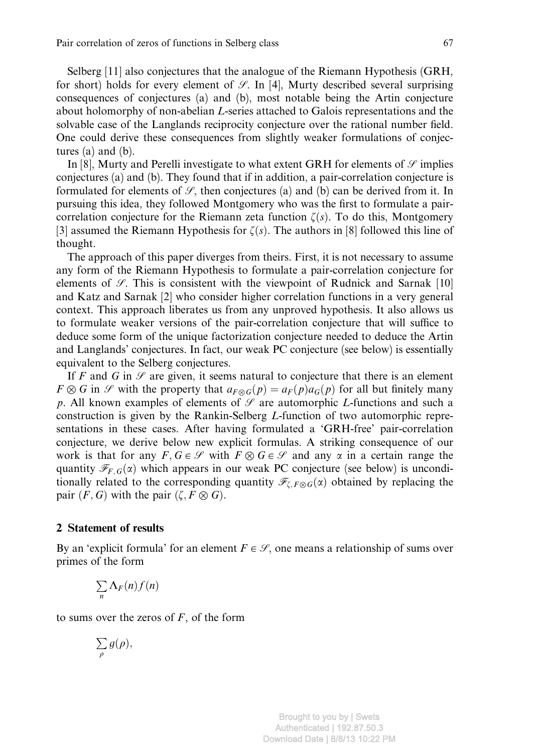Selberg [11] also conjectures that the analogue of the Riemann Hypothesis (GRH, for short) holds for every element of $\mathcal{S}$. In [4], Murty described several surprising consequences of conjectures (a) and (b), most notable being the Artin conjecture about holomorphy of non-abelian $L$-series attached to Galois representations and the solvable case of the Langlands reciprocity conjecture over the rational number field. One could derive these consequences from slightly weaker formulations of conjectures (a) and (b).

In [8], Murty and Perelli investigate to what extent GRH for elements of $\mathcal{S}$ implies conjectures (a) and (b). They found that if in addition, a pair-correlation conjecture is formulated for elements of $\mathcal{S}$, then conjectures (a) and (b) can be derived from it. In pursuing this idea, they followed Montgomery who was the first to formulate a pair-correlation conjecture for the Riemann zeta function $\zeta(s)$. To do this, Montgomery [3] assumed the Riemann Hypothesis for $\zeta(s)$. The authors in [8] followed this line of thought.

The approach of this paper diverges from theirs. First, it is not necessary to assume any form of the Riemann Hypothesis to formulate a pair-correlation conjecture for elements of $\mathcal{S}$. This is consistent with the viewpoint of Rudnick and Sarnak [10] and Katz and Sarnak [2] who consider higher correlation functions in a very general context. This approach liberates us from any unproved hypothesis. It also allows us to formulate weaker versions of the pair-correlation conjecture that will suffice to deduce some form of the unique factorization conjecture needed to deduce the Artin and Langlands' conjectures. In fact, our weak PC conjecture (see below) is essentially equivalent to the Selberg conjectures.

If $F$ and $G$ in $\mathcal{S}$ are given, it seems natural to conjecture that there is an element $F \otimes G$ in $\mathcal{S}$ with the property that $a_{F\otimes G}(p) = a_F(p)a_G(p)$ for all but finitely many $p$. All known examples of elements of $\mathcal{S}$ are automorphic $L$-functions and such a construction is given by the Rankin-Selberg $L$-function of two automorphic representations in these cases. After having formulated a 'GRH-free' pair-correlation conjecture, we derive below new explicit formulas. A striking consequence of our work is that for any $F, G \in \mathcal{S}$ with $F \otimes G \in \mathcal{S}$ and any $\alpha$ in a certain range the quantity $\mathcal{F}_{F,G}(\alpha)$ which appears in our weak PC conjecture (see below) is unconditionally related to the corresponding quantity $\mathcal{F}_{\zeta, F\otimes G}(\alpha)$ obtained by replacing the pair $(F, G)$ with the pair $(\zeta, F \otimes G)$.

## 2 Statement of results

By an 'explicit formula' for an element $F \in \mathcal{S}$, one means a relationship of sums over primes of the form

$$\sum_n \Lambda_F(n) f(n)$$

to sums over the zeros of $F$, of the form

$$\sum_\rho g(\rho),$$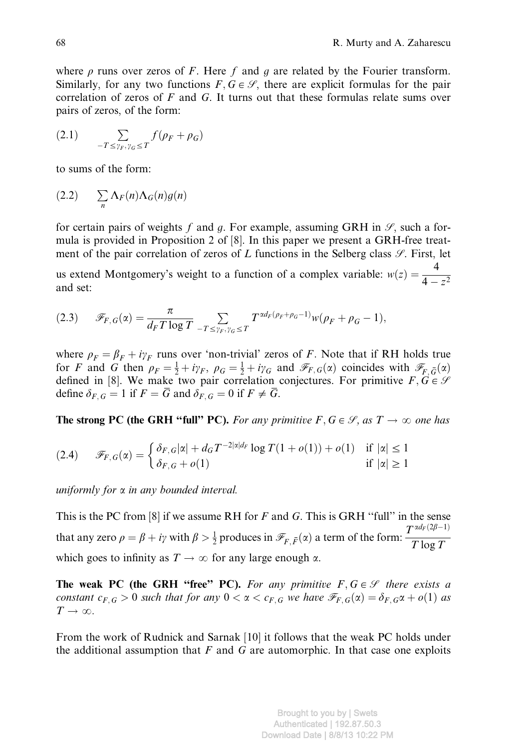where $\rho$ runs over zeros of $F$. Here $f$ and $g$ are related by the Fourier transform. Similarly, for any two functions $F, G \in \mathcal{S}$, there are explicit formulas for the pair correlation of zeros of $F$ and $G$. It turns out that these formulas relate sums over pairs of zeros, of the form:

$$\sum_{-T \le \gamma_F, \gamma_G \le T} f(\rho_F + \rho_G) \tag{2.1}$$

to sums of the form:

$$\sum_n \Lambda_F(n)\Lambda_G(n)g(n) \tag{2.2}$$

for certain pairs of weights $f$ and $g$. For example, assuming GRH in $\mathcal{S}$, such a formula is provided in Proposition 2 of [8]. In this paper we present a GRH-free treatment of the pair correlation of zeros of $L$ functions in the Selberg class $\mathcal{S}$. First, let us extend Montgomery's weight to a function of a complex variable: $w(z) = \dfrac{4}{4 - z^2}$ and set:

$$\mathcal{F}_{F,G}(\alpha) = \frac{\pi}{d_F T \log T} \sum_{-T \le \gamma_F, \gamma_G \le T} T^{\alpha d_F(\rho_F + \rho_G - 1)} w(\rho_F + \rho_G - 1), \tag{2.3}$$

where $\rho_F = \beta_F + i\gamma_F$ runs over 'non-trivial' zeros of $F$. Note that if RH holds true for $F$ and $G$ then $\rho_F = \frac{1}{2} + i\gamma_F$, $\rho_G = \frac{1}{2} + i\gamma_G$ and $\mathcal{F}_{F,G}(\alpha)$ coincides with $\mathcal{F}_{F,\bar{G}}(\alpha)$ defined in [8]. We make two pair correlation conjectures. For primitive $F, G \in \mathcal{S}$ define $\delta_{F,G} = 1$ if $F = \bar{G}$ and $\delta_{F,G} = 0$ if $F \neq \bar{G}$.

**The strong PC (the GRH "full" PC).** *For any primitive $F, G \in \mathcal{S}$, as $T \to \infty$ one has*

$$\mathcal{F}_{F,G}(\alpha) = \begin{cases} \delta_{F,G}|\alpha| + d_G T^{-2|\alpha| d_F} \log T(1 + o(1)) + o(1) & \text{if } |\alpha| \le 1 \\ \delta_{F,G} + o(1) & \text{if } |\alpha| \ge 1 \end{cases} \tag{2.4}$$

*uniformly for $\alpha$ in any bounded interval.*

This is the PC from [8] if we assume RH for $F$ and $G$. This is GRH "full" in the sense that any zero $\rho = \beta + i\gamma$ with $\beta > \frac{1}{2}$ produces in $\mathcal{F}_{F,\bar{F}}(\alpha)$ a term of the form: $\dfrac{T^{\alpha d_F(2\beta - 1)}}{T \log T}$ which goes to infinity as $T \to \infty$ for any large enough $\alpha$.

**The weak PC (the GRH "free" PC).** *For any primitive $F, G \in \mathcal{S}$ there exists a constant $c_{F,G} > 0$ such that for any $0 < \alpha < c_{F,G}$ we have $\mathcal{F}_{F,G}(\alpha) = \delta_{F,G}\alpha + o(1)$ as $T \to \infty$.*

From the work of Rudnick and Sarnak [10] it follows that the weak PC holds under the additional assumption that $F$ and $G$ are automorphic. In that case one exploits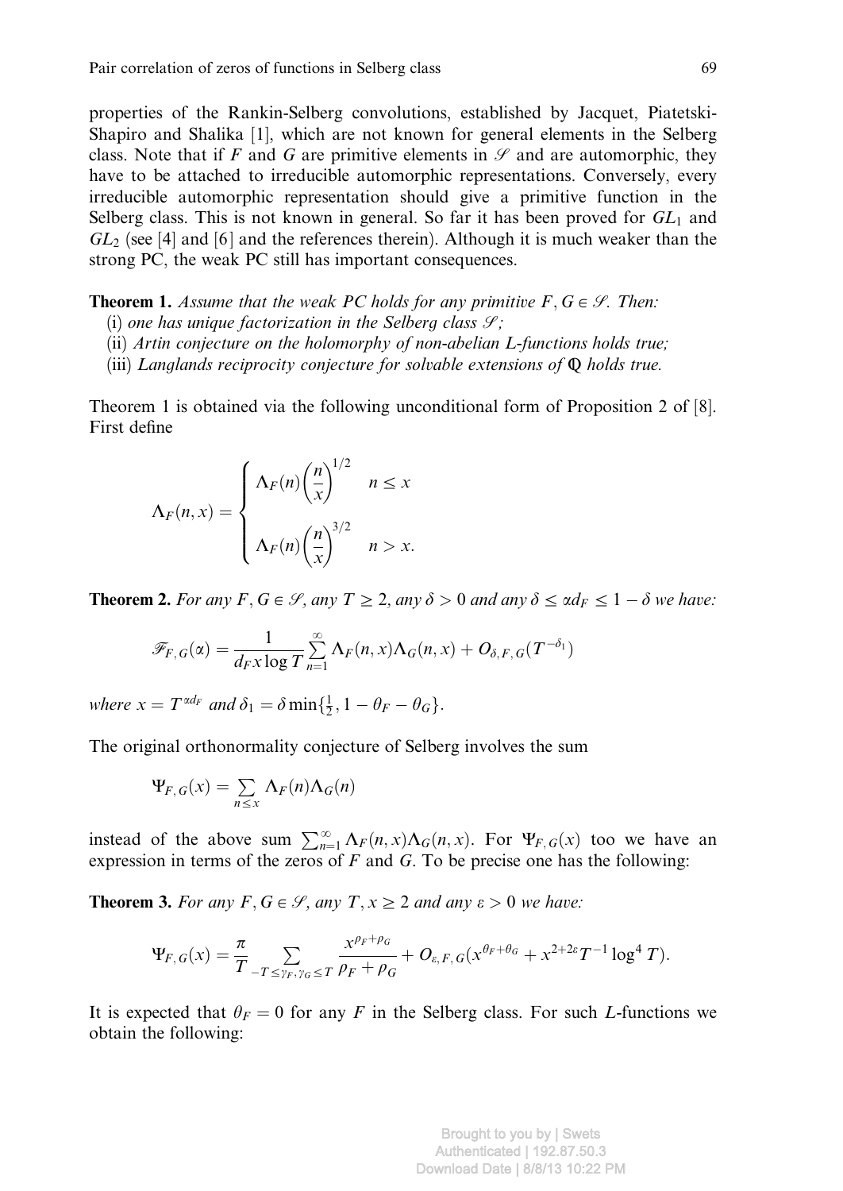properties of the Rankin-Selberg convolutions, established by Jacquet, Piatetski-Shapiro and Shalika [1], which are not known for general elements in the Selberg class. Note that if $F$ and $G$ are primitive elements in $\mathscr{S}$ and are automorphic, they have to be attached to irreducible automorphic representations. Conversely, every irreducible automorphic representation should give a primitive function in the Selberg class. This is not known in general. So far it has been proved for $GL_1$ and $GL_2$ (see [4] and [6] and the references therein). Although it is much weaker than the strong PC, the weak PC still has important consequences.

**Theorem 1.** *Assume that the weak PC holds for any primitive $F, G \in \mathscr{S}$. Then:*

(i) *one has unique factorization in the Selberg class $\mathscr{S}$;*

(ii) *Artin conjecture on the holomorphy of non-abelian L-functions holds true;*

(iii) *Langlands reciprocity conjecture for solvable extensions of $\mathbb{Q}$ holds true.*

Theorem 1 is obtained via the following unconditional form of Proposition 2 of [8]. First define

$$\Lambda_F(n, x) = \begin{cases} \Lambda_F(n)\left(\dfrac{n}{x}\right)^{1/2} & n \leq x \\[2ex] \Lambda_F(n)\left(\dfrac{n}{x}\right)^{3/2} & n > x. \end{cases}$$

**Theorem 2.** *For any $F, G \in \mathscr{S}$, any $T \geq 2$, any $\delta > 0$ and any $\delta \leq \alpha d_F \leq 1 - \delta$ we have:*

$$\mathscr{F}_{F,G}(\alpha) = \frac{1}{d_F x \log T} \sum_{n=1}^{\infty} \Lambda_F(n, x) \Lambda_G(n, x) + O_{\delta, F, G}(T^{-\delta_1})$$

*where $x = T^{\alpha d_F}$ and $\delta_1 = \delta \min\{\frac{1}{2}, 1 - \theta_F - \theta_G\}$.*

The original orthonormality conjecture of Selberg involves the sum

$$\Psi_{F,G}(x) = \sum_{n \leq x} \Lambda_F(n) \Lambda_G(n)$$

instead of the above sum $\sum_{n=1}^{\infty} \Lambda_F(n, x) \Lambda_G(n, x)$. For $\Psi_{F,G}(x)$ too we have an expression in terms of the zeros of $F$ and $G$. To be precise one has the following:

**Theorem 3.** *For any $F, G \in \mathscr{S}$, any $T, x \geq 2$ and any $\varepsilon > 0$ we have:*

$$\Psi_{F,G}(x) = \frac{\pi}{T} \sum_{-T \leq \gamma_F, \gamma_G \leq T} \frac{x^{\rho_F + \rho_G}}{\rho_F + \rho_G} + O_{\varepsilon, F, G}(x^{\theta_F + \theta_G} + x^{2 + 2\varepsilon} T^{-1} \log^4 T).$$

It is expected that $\theta_F = 0$ for any $F$ in the Selberg class. For such $L$-functions we obtain the following: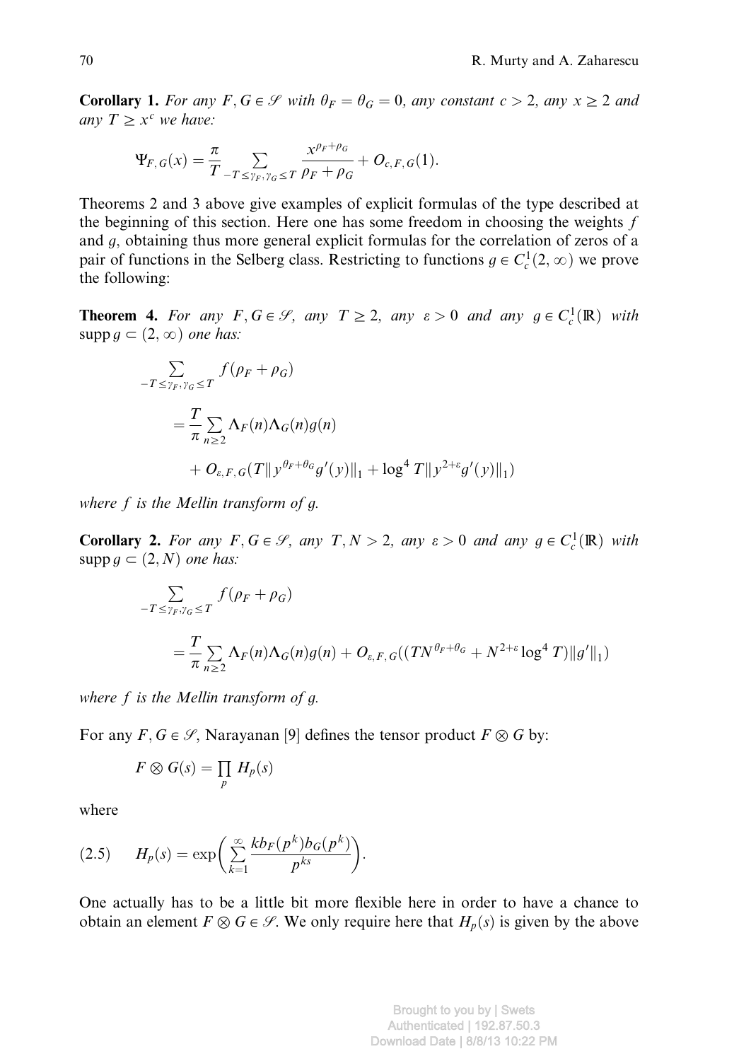**Corollary 1.** *For any $F, G \in \mathscr{S}$ with $\theta_F = \theta_G = 0$, any constant $c > 2$, any $x \geq 2$ and any $T \geq x^c$ we have:*

$$\Psi_{F,G}(x) = \frac{\pi}{T} \sum_{-T \leq \gamma_F, \gamma_G \leq T} \frac{x^{\rho_F + \rho_G}}{\rho_F + \rho_G} + O_{c,F,G}(1).$$

Theorems 2 and 3 above give examples of explicit formulas of the type described at the beginning of this section. Here one has some freedom in choosing the weights $f$ and $g$, obtaining thus more general explicit formulas for the correlation of zeros of a pair of functions in the Selberg class. Restricting to functions $g \in C_c^1(2, \infty)$ we prove the following:

**Theorem 4.** *For any $F, G \in \mathscr{S}$, any $T \geq 2$, any $\varepsilon > 0$ and any $g \in C_c^1(\mathbb{R})$ with $\operatorname{supp} g \subset (2, \infty)$ one has:*

$$\begin{aligned}
&\sum_{-T \leq \gamma_F, \gamma_G \leq T} f(\rho_F + \rho_G) \\
&\quad = \frac{T}{\pi} \sum_{n \geq 2} \Lambda_F(n) \Lambda_G(n) g(n) \\
&\quad\quad + O_{\varepsilon,F,G}(T \| y^{\theta_F + \theta_G} g'(y) \|_1 + \log^4 T \| y^{2+\varepsilon} g'(y) \|_1)
\end{aligned}$$

*where $f$ is the Mellin transform of $g$.*

**Corollary 2.** *For any $F, G \in \mathscr{S}$, any $T, N > 2$, any $\varepsilon > 0$ and any $g \in C_c^1(\mathbb{R})$ with $\operatorname{supp} g \subset (2, N)$ one has:*

$$\begin{aligned}
&\sum_{-T \leq \gamma_F, \gamma_G \leq T} f(\rho_F + \rho_G) \\
&\quad = \frac{T}{\pi} \sum_{n \geq 2} \Lambda_F(n) \Lambda_G(n) g(n) + O_{\varepsilon,F,G}((T N^{\theta_F + \theta_G} + N^{2+\varepsilon} \log^4 T) \| g' \|_1)
\end{aligned}$$

*where $f$ is the Mellin transform of $g$.*

For any $F, G \in \mathscr{S}$, Narayanan [9] defines the tensor product $F \otimes G$ by:

$$F \otimes G(s) = \prod_p H_p(s)$$

where

$$H_p(s) = \exp\left( \sum_{k=1}^{\infty} \frac{k b_F(p^k) b_G(p^k)}{p^{ks}} \right). \tag{2.5}$$

One actually has to be a little bit more flexible here in order to have a chance to obtain an element $F \otimes G \in \mathscr{S}$. We only require here that $H_p(s)$ is given by the above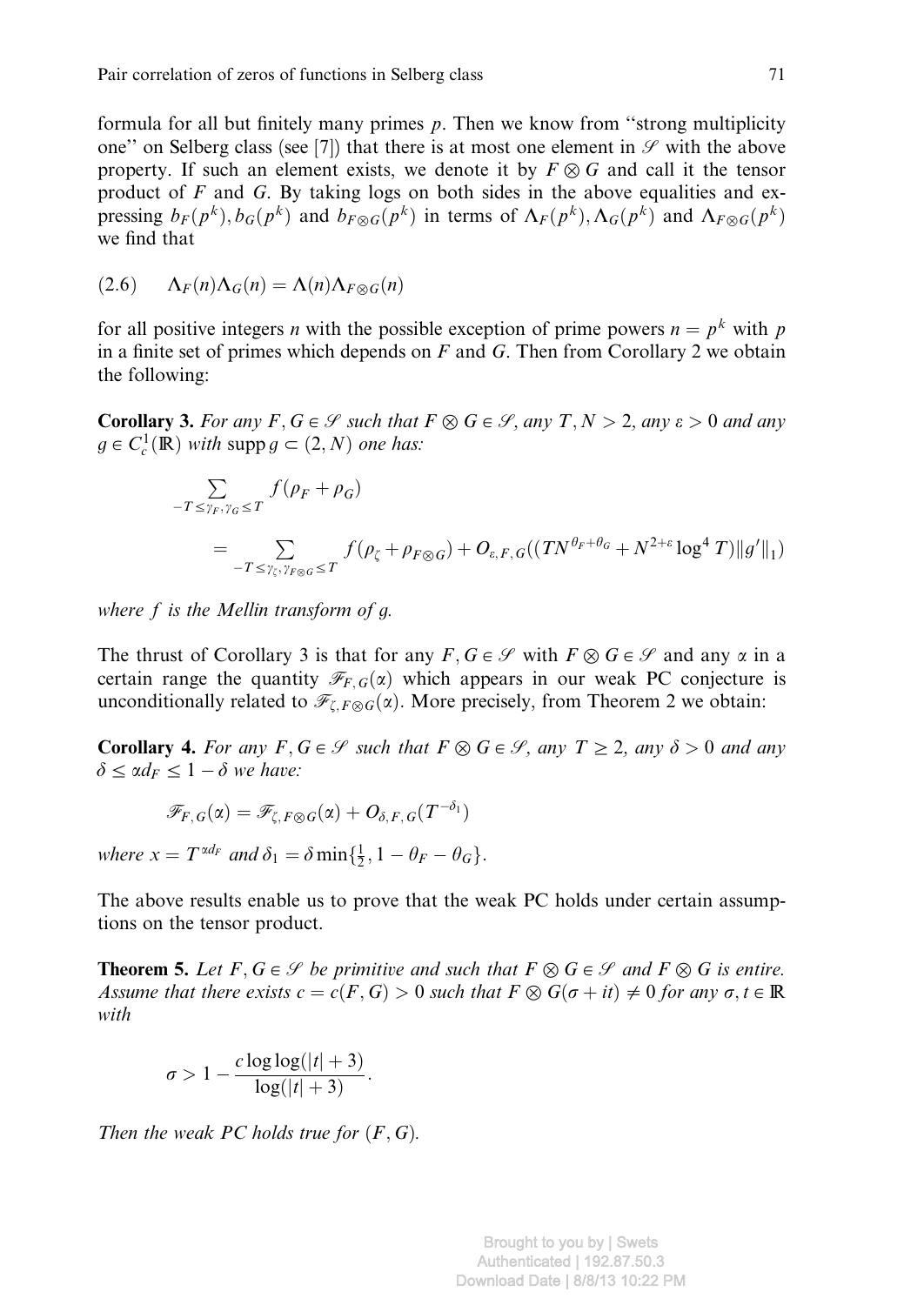formula for all but finitely many primes $p$. Then we know from "strong multiplicity one" on Selberg class (see [7]) that there is at most one element in $\mathscr{S}$ with the above property. If such an element exists, we denote it by $F \otimes G$ and call it the tensor product of $F$ and $G$. By taking logs on both sides in the above equalities and expressing $b_F(p^k), b_G(p^k)$ and $b_{F\otimes G}(p^k)$ in terms of $\Lambda_F(p^k), \Lambda_G(p^k)$ and $\Lambda_{F\otimes G}(p^k)$ we find that

$$\Lambda_F(n)\Lambda_G(n) = \Lambda(n)\Lambda_{F\otimes G}(n) \tag{2.6}$$

for all positive integers $n$ with the possible exception of prime powers $n = p^k$ with $p$ in a finite set of primes which depends on $F$ and $G$. Then from Corollary 2 we obtain the following:

**Corollary 3.** *For any $F, G \in \mathscr{S}$ such that $F \otimes G \in \mathscr{S}$, any $T, N > 2$, any $\varepsilon > 0$ and any $g \in C_c^1(\mathbb{R})$ with $\operatorname{supp} g \subset (2, N)$ one has:*

$$\begin{aligned}\sum_{-T \le \gamma_F, \gamma_G \le T} & f(\rho_F + \rho_G) \\ &= \sum_{-T \le \gamma_\zeta, \gamma_{F\otimes G} \le T} f(\rho_\zeta + \rho_{F\otimes G}) + O_{\varepsilon, F, G}((TN^{\theta_F+\theta_G} + N^{2+\varepsilon}\log^4 T)\|g'\|_1)\end{aligned}$$

*where $f$ is the Mellin transform of $g$.*

The thrust of Corollary 3 is that for any $F, G \in \mathscr{S}$ with $F \otimes G \in \mathscr{S}$ and any $\alpha$ in a certain range the quantity $\mathscr{F}_{F,G}(\alpha)$ which appears in our weak PC conjecture is unconditionally related to $\mathscr{F}_{\zeta, F\otimes G}(\alpha)$. More precisely, from Theorem 2 we obtain:

**Corollary 4.** *For any $F, G \in \mathscr{S}$ such that $F \otimes G \in \mathscr{S}$, any $T \ge 2$, any $\delta > 0$ and any $\delta \le \alpha d_F \le 1 - \delta$ we have:*

$$\mathscr{F}_{F,G}(\alpha) = \mathscr{F}_{\zeta, F\otimes G}(\alpha) + O_{\delta, F, G}(T^{-\delta_1})$$

*where $x = T^{\alpha d_F}$ and $\delta_1 = \delta \min\{\frac{1}{2}, 1 - \theta_F - \theta_G\}$.*

The above results enable us to prove that the weak PC holds under certain assumptions on the tensor product.

**Theorem 5.** *Let $F, G \in \mathscr{S}$ be primitive and such that $F \otimes G \in \mathscr{S}$ and $F \otimes G$ is entire. Assume that there exists $c = c(F, G) > 0$ such that $F \otimes G(\sigma + it) \ne 0$ for any $\sigma, t \in \mathbb{R}$ with*

$$\sigma > 1 - \frac{c \log\log(|t| + 3)}{\log(|t| + 3)}.$$

*Then the weak PC holds true for $(F, G)$.*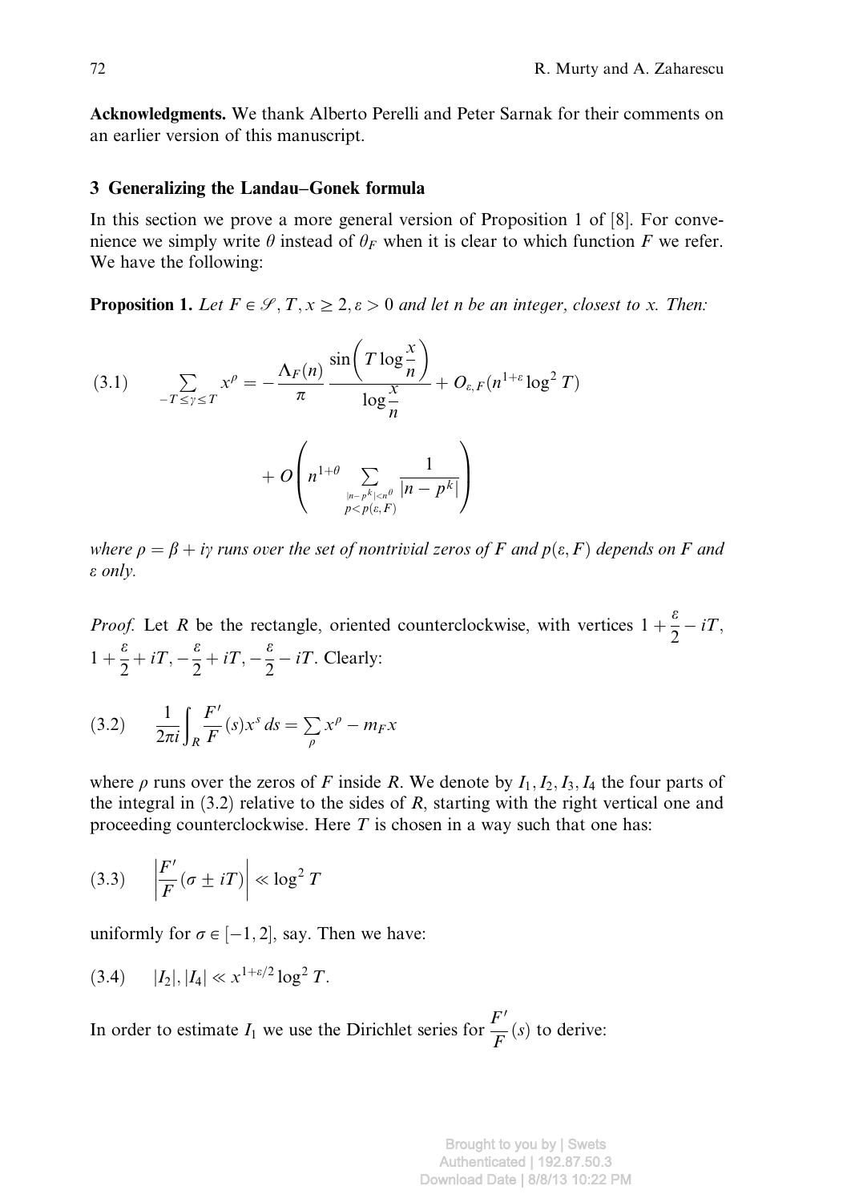**Acknowledgments.** We thank Alberto Perelli and Peter Sarnak for their comments on an earlier version of this manuscript.

## 3 Generalizing the Landau–Gonek formula

In this section we prove a more general version of Proposition 1 of [8]. For convenience we simply write $\theta$ instead of $\theta_F$ when it is clear to which function $F$ we refer. We have the following:

**Proposition 1.** *Let $F \in \mathcal{S}, T, x \geq 2, \varepsilon > 0$ and let $n$ be an integer, closest to $x$. Then:*

$$(3.1) \qquad \sum_{-T \leq \gamma \leq T} x^{\rho} = -\frac{\Lambda_F(n)}{\pi} \frac{\sin\left(T \log \frac{x}{n}\right)}{\log \frac{x}{n}} + O_{\varepsilon, F}(n^{1+\varepsilon} \log^2 T)$$

$$+ O\left(n^{1+\theta} \sum_{\substack{|n-p^k|<n^{\theta} \\ p<p(\varepsilon, F)}} \frac{1}{|n-p^k|}\right)$$

*where $\rho = \beta + i\gamma$ runs over the set of nontrivial zeros of $F$ and $p(\varepsilon, F)$ depends on $F$ and $\varepsilon$ only.*

*Proof.* Let $R$ be the rectangle, oriented counterclockwise, with vertices $1 + \frac{\varepsilon}{2} - iT$, $1 + \frac{\varepsilon}{2} + iT, -\frac{\varepsilon}{2} + iT, -\frac{\varepsilon}{2} - iT$. Clearly:

$$(3.2) \qquad \frac{1}{2\pi i} \int_R \frac{F'}{F}(s) x^s \, ds = \sum_{\rho} x^{\rho} - m_F x$$

where $\rho$ runs over the zeros of $F$ inside $R$. We denote by $I_1, I_2, I_3, I_4$ the four parts of the integral in (3.2) relative to the sides of $R$, starting with the right vertical one and proceeding counterclockwise. Here $T$ is chosen in a way such that one has:

$$(3.3) \qquad \left| \frac{F'}{F}(\sigma \pm iT) \right| \ll \log^2 T$$

uniformly for $\sigma \in [-1, 2]$, say. Then we have:

$$(3.4) \qquad |I_2|, |I_4| \ll x^{1+\varepsilon/2} \log^2 T.$$

In order to estimate $I_1$ we use the Dirichlet series for $\frac{F'}{F}(s)$ to derive: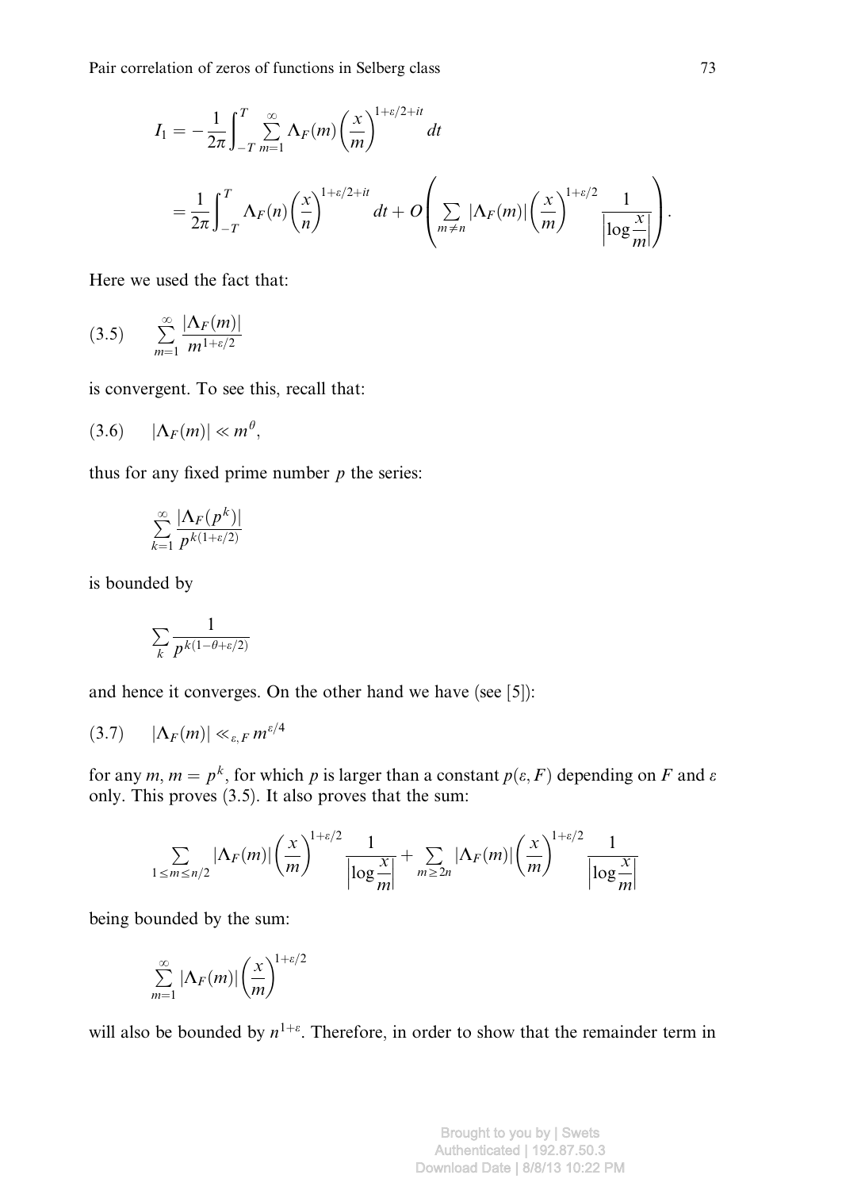$$I_1 = -\frac{1}{2\pi}\int_{-T}^{T}\sum_{m=1}^{\infty}\Lambda_F(m)\left(\frac{x}{m}\right)^{1+\varepsilon/2+it}dt$$

$$= \frac{1}{2\pi}\int_{-T}^{T}\Lambda_F(n)\left(\frac{x}{n}\right)^{1+\varepsilon/2+it}dt + O\left(\sum_{m\neq n}|\Lambda_F(m)|\left(\frac{x}{m}\right)^{1+\varepsilon/2}\frac{1}{\left|\log\frac{x}{m}\right|}\right).$$

Here we used the fact that:

$$(3.5)\qquad \sum_{m=1}^{\infty}\frac{|\Lambda_F(m)|}{m^{1+\varepsilon/2}}$$

is convergent. To see this, recall that:

$$(3.6)\qquad |\Lambda_F(m)| \ll m^{\theta},$$

thus for any fixed prime number $p$ the series:

$$\sum_{k=1}^{\infty}\frac{|\Lambda_F(p^k)|}{p^{k(1+\varepsilon/2)}}$$

is bounded by

$$\sum_{k}\frac{1}{p^{k(1-\theta+\varepsilon/2)}}$$

and hence it converges. On the other hand we have (see [5]):

$$(3.7)\qquad |\Lambda_F(m)| \ll_{\varepsilon,F} m^{\varepsilon/4}$$

for any $m$, $m = p^k$, for which $p$ is larger than a constant $p(\varepsilon, F)$ depending on $F$ and $\varepsilon$ only. This proves (3.5). It also proves that the sum:

$$\sum_{1\leq m\leq n/2}|\Lambda_F(m)|\left(\frac{x}{m}\right)^{1+\varepsilon/2}\frac{1}{\left|\log\frac{x}{m}\right|} + \sum_{m\geq 2n}|\Lambda_F(m)|\left(\frac{x}{m}\right)^{1+\varepsilon/2}\frac{1}{\left|\log\frac{x}{m}\right|}$$

being bounded by the sum:

$$\sum_{m=1}^{\infty}|\Lambda_F(m)|\left(\frac{x}{m}\right)^{1+\varepsilon/2}$$

will also be bounded by $n^{1+\varepsilon}$. Therefore, in order to show that the remainder term in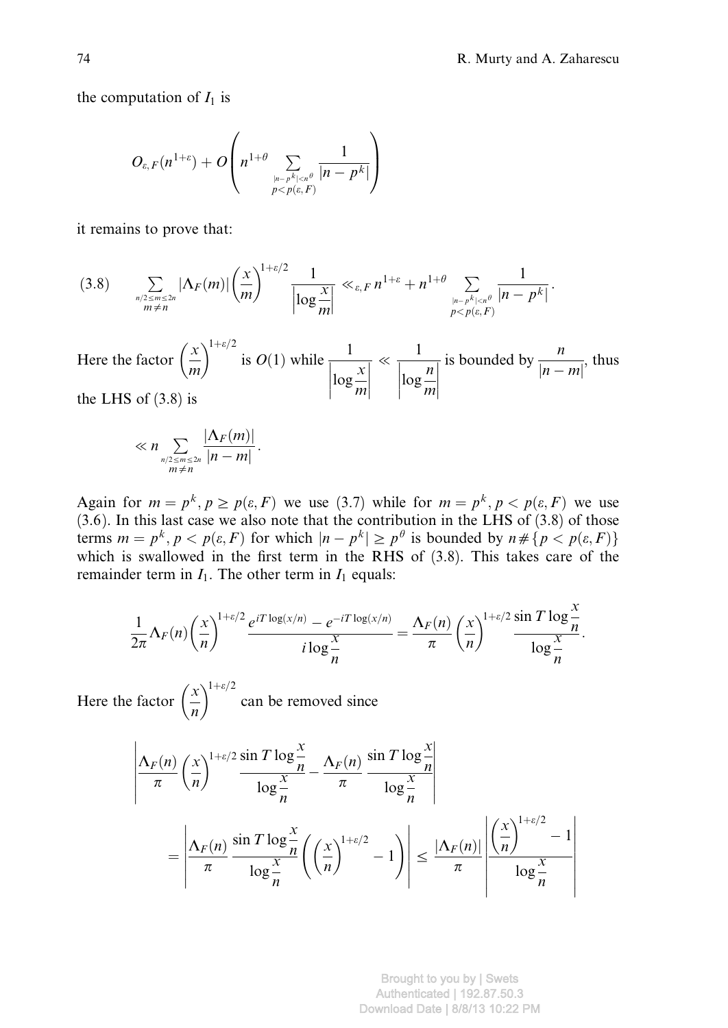the computation of $I_1$ is

$$O_{\varepsilon,F}(n^{1+\varepsilon}) + O\left(n^{1+\theta} \sum_{\substack{|n-p^k|<n^\theta \\ p<p(\varepsilon,F)}} \frac{1}{|n-p^k|}\right)$$

it remains to prove that:

$$(3.8) \qquad \sum_{\substack{n/2\le m\le 2n \\ m\ne n}} |\Lambda_F(m)| \left(\frac{x}{m}\right)^{1+\varepsilon/2} \frac{1}{\left|\log\frac{x}{m}\right|} \ll_{\varepsilon,F} n^{1+\varepsilon} + n^{1+\theta} \sum_{\substack{|n-p^k|<n^\theta \\ p<p(\varepsilon,F)}} \frac{1}{|n-p^k|}.$$

Here the factor $\left(\frac{x}{m}\right)^{1+\varepsilon/2}$ is $O(1)$ while $\frac{1}{\left|\log\frac{x}{m}\right|} \ll \frac{1}{\left|\log\frac{n}{m}\right|}$ is bounded by $\frac{n}{|n-m|}$, thus the LHS of (3.8) is

$$\ll n \sum_{\substack{n/2\le m\le 2n \\ m\ne n}} \frac{|\Lambda_F(m)|}{|n-m|}.$$

Again for $m = p^k, p \ge p(\varepsilon, F)$ we use (3.7) while for $m = p^k, p < p(\varepsilon, F)$ we use (3.6). In this last case we also note that the contribution in the LHS of (3.8) of those terms $m = p^k, p < p(\varepsilon, F)$ for which $|n - p^k| \ge p^\theta$ is bounded by $n\#\{p < p(\varepsilon, F)\}$ which is swallowed in the first term in the RHS of (3.8). This takes care of the remainder term in $I_1$. The other term in $I_1$ equals:

$$\frac{1}{2\pi}\Lambda_F(n)\left(\frac{x}{n}\right)^{1+\varepsilon/2} \frac{e^{iT\log(x/n)} - e^{-iT\log(x/n)}}{i\log\frac{x}{n}} = \frac{\Lambda_F(n)}{\pi}\left(\frac{x}{n}\right)^{1+\varepsilon/2} \frac{\sin T\log\frac{x}{n}}{\log\frac{x}{n}}.$$

Here the factor $\left(\frac{x}{n}\right)^{1+\varepsilon/2}$ can be removed since

$$\left|\frac{\Lambda_F(n)}{\pi}\left(\frac{x}{n}\right)^{1+\varepsilon/2} \frac{\sin T\log\frac{x}{n}}{\log\frac{x}{n}} - \frac{\Lambda_F(n)}{\pi} \frac{\sin T\log\frac{x}{n}}{\log\frac{x}{n}}\right|$$

$$= \left|\frac{\Lambda_F(n)}{\pi} \frac{\sin T\log\frac{x}{n}}{\log\frac{x}{n}}\left(\left(\frac{x}{n}\right)^{1+\varepsilon/2} - 1\right)\right| \le \frac{|\Lambda_F(n)|}{\pi}\left|\frac{\left(\frac{x}{n}\right)^{1+\varepsilon/2} - 1}{\log\frac{x}{n}}\right|$$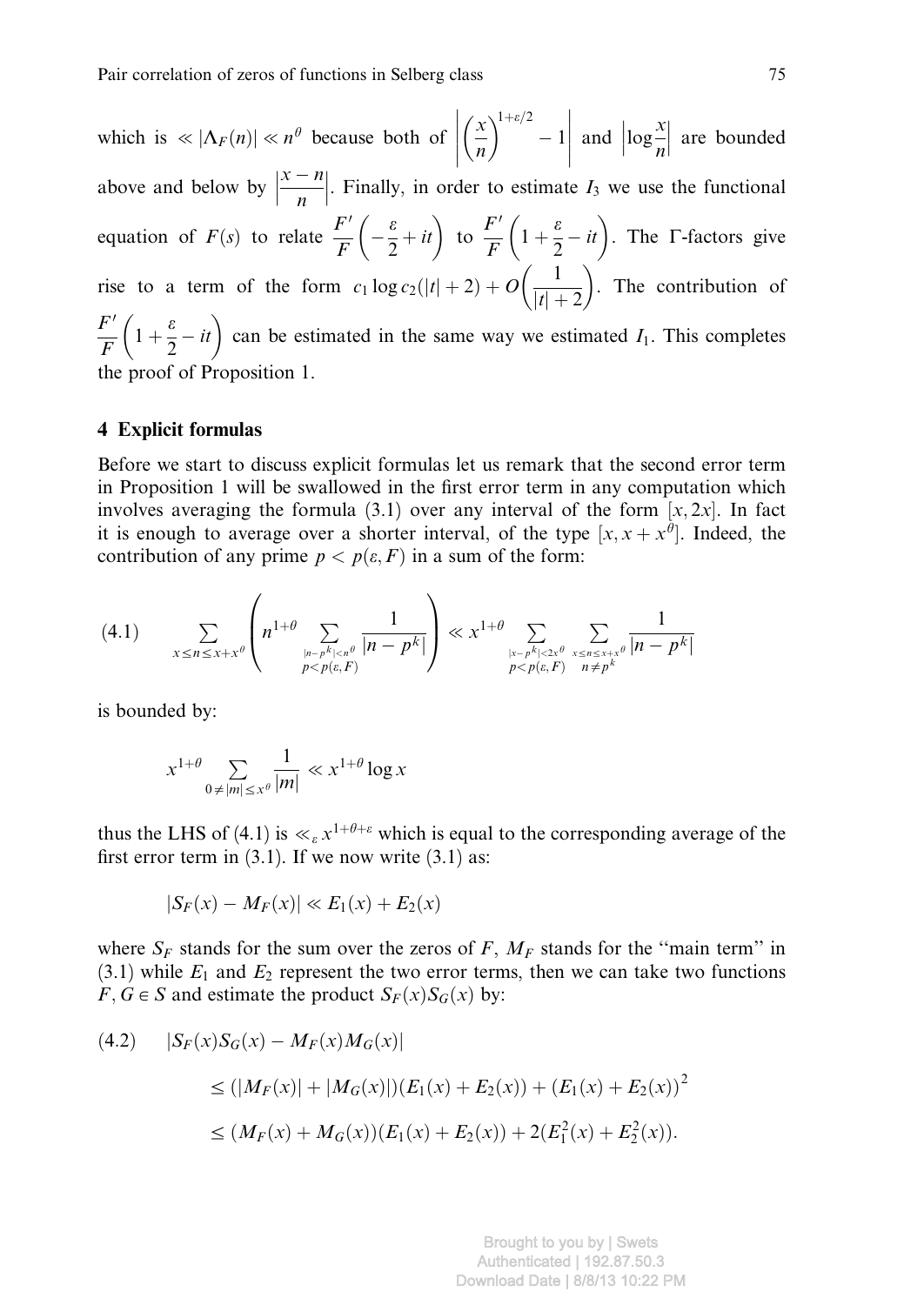which is $\ll |\Lambda_F(n)| \ll n^\theta$ because both of $\left|\left(\frac{x}{n}\right)^{1+\varepsilon/2} - 1\right|$ and $\left|\log\frac{x}{n}\right|$ are bounded above and below by $\left|\frac{x-n}{n}\right|$. Finally, in order to estimate $I_3$ we use the functional equation of $F(s)$ to relate $\frac{F'}{F}\left(-\frac{\varepsilon}{2}+it\right)$ to $\frac{F'}{F}\left(1+\frac{\varepsilon}{2}-it\right)$. The $\Gamma$-factors give rise to a term of the form $c_1 \log c_2(|t|+2) + O\left(\frac{1}{|t|+2}\right)$. The contribution of $\frac{F'}{F}\left(1+\frac{\varepsilon}{2}-it\right)$ can be estimated in the same way we estimated $I_1$. This completes the proof of Proposition 1.

## 4 Explicit formulas

Before we start to discuss explicit formulas let us remark that the second error term in Proposition 1 will be swallowed in the first error term in any computation which involves averaging the formula (3.1) over any interval of the form $[x, 2x]$. In fact it is enough to average over a shorter interval, of the type $[x, x+x^\theta]$. Indeed, the contribution of any prime $p < p(\varepsilon, F)$ in a sum of the form:

$$(4.1) \qquad \sum_{x \le n \le x+x^\theta} \left( n^{1+\theta} \sum_{\substack{|n-p^k|<n^\theta \\ p<p(\varepsilon,F)}} \frac{1}{|n-p^k|} \right) \ll x^{1+\theta} \sum_{\substack{|x-p^k|<2x^\theta \\ p<p(\varepsilon,F)}} \sum_{\substack{x \le n \le x+x^\theta \\ n \ne p^k}} \frac{1}{|n-p^k|}$$

is bounded by:

$$x^{1+\theta} \sum_{0 \ne |m| \le x^\theta} \frac{1}{|m|} \ll x^{1+\theta} \log x$$

thus the LHS of (4.1) is $\ll_\varepsilon x^{1+\theta+\varepsilon}$ which is equal to the corresponding average of the first error term in (3.1). If we now write (3.1) as:

$$|S_F(x) - M_F(x)| \ll E_1(x) + E_2(x)$$

where $S_F$ stands for the sum over the zeros of $F$, $M_F$ stands for the "main term" in (3.1) while $E_1$ and $E_2$ represent the two error terms, then we can take two functions $F, G \in S$ and estimate the product $S_F(x)S_G(x)$ by:

$$\begin{aligned}
(4.2) \qquad |S_F(x)S_G(x) - M_F(x)M_G(x)| \\
&\le (|M_F(x)| + |M_G(x)|)(E_1(x)+E_2(x)) + (E_1(x)+E_2(x))^2 \\
&\le (M_F(x)+M_G(x))(E_1(x)+E_2(x)) + 2(E_1^2(x)+E_2^2(x)).
\end{aligned}$$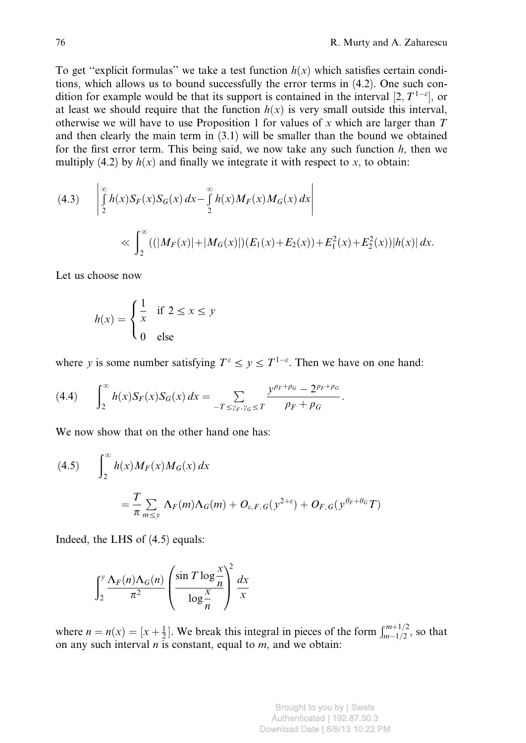To get "explicit formulas" we take a test function $h(x)$ which satisfies certain conditions, which allows us to bound successfully the error terms in (4.2). One such condition for example would be that its support is contained in the interval $[2, T^{1-\varepsilon}]$, or at least we should require that the function $h(x)$ is very small outside this interval, otherwise we will have to use Proposition 1 for values of $x$ which are larger than $T$ and then clearly the main term in (3.1) will be smaller than the bound we obtained for the first error term. This being said, we now take any such function $h$, then we multiply (4.2) by $h(x)$ and finally we integrate it with respect to $x$, to obtain:

$$(4.3)\qquad \left| \int_2^\infty h(x) S_F(x) S_G(x)\, dx - \int_2^\infty h(x) M_F(x) M_G(x)\, dx \right|$$
$$\ll \int_2^\infty ((|M_F(x)| + |M_G(x)|)(E_1(x) + E_2(x)) + E_1^2(x) + E_2^2(x))|h(x)|\, dx.$$

Let us choose now

$$h(x) = \begin{cases} \dfrac{1}{x} & \text{if } 2 \le x \le y \\ 0 & \text{else} \end{cases}$$

where $y$ is some number satisfying $T^\varepsilon \le y \le T^{1-\varepsilon}$. Then we have on one hand:

$$(4.4)\qquad \int_2^\infty h(x) S_F(x) S_G(x)\, dx = \sum_{-T \le \gamma_F, \gamma_G \le T} \frac{y^{\rho_F + \rho_G} - 2^{\rho_F + \rho_G}}{\rho_F + \rho_G}.$$

We now show that on the other hand one has:

$$(4.5)\qquad \int_2^\infty h(x) M_F(x) M_G(x)\, dx$$
$$= \frac{T}{\pi} \sum_{m \le y} \Lambda_F(m) \Lambda_G(m) + O_{\varepsilon, F, G}(y^{2+\varepsilon}) + O_{F,G}(y^{\theta_F + \theta_G} T)$$

Indeed, the LHS of (4.5) equals:

$$\int_2^y \frac{\Lambda_F(n)\Lambda_G(n)}{\pi^2} \left( \frac{\sin T \log \dfrac{x}{n}}{\log \dfrac{x}{n}} \right)^2 \frac{dx}{x}$$

where $n = n(x) = [x + \frac{1}{2}]$. We break this integral in pieces of the form $\int_{m-1/2}^{m+1/2}$, so that on any such interval $n$ is constant, equal to $m$, and we obtain: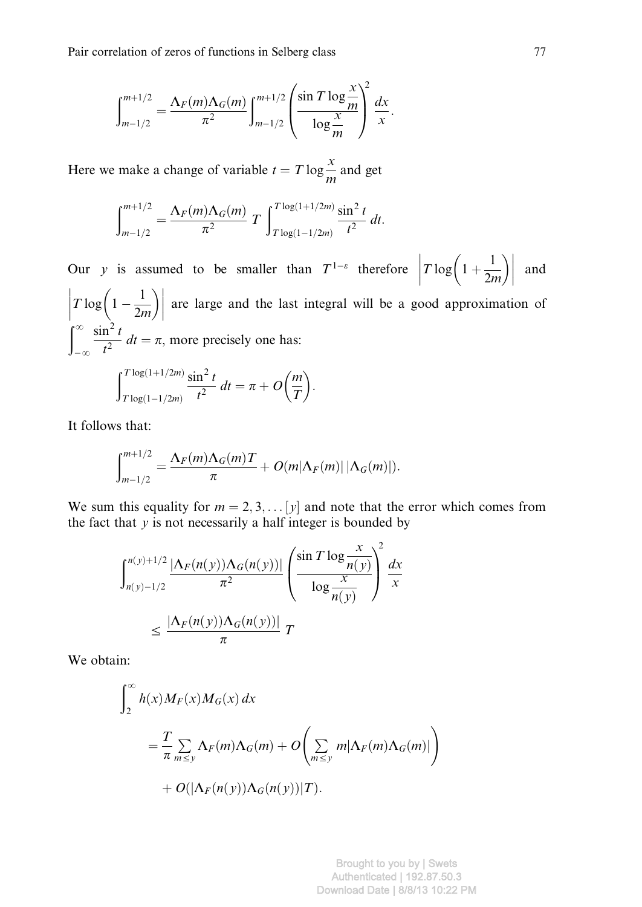$$\int_{m-1/2}^{m+1/2} = \frac{\Lambda_F(m)\Lambda_G(m)}{\pi^2} \int_{m-1/2}^{m+1/2} \left( \frac{\sin T \log \frac{x}{m}}{\log \frac{x}{m}} \right)^2 \frac{dx}{x}.$$

Here we make a change of variable $t = T \log \frac{x}{m}$ and get

$$\int_{m-1/2}^{m+1/2} = \frac{\Lambda_F(m)\Lambda_G(m)}{\pi^2}\ T \int_{T\log(1-1/2m)}^{T\log(1+1/2m)} \frac{\sin^2 t}{t^2}\, dt.$$

Our $y$ is assumed to be smaller than $T^{1-\varepsilon}$ therefore $\left| T \log\left(1 + \frac{1}{2m}\right) \right|$ and $\left| T \log\left(1 - \frac{1}{2m}\right) \right|$ are large and the last integral will be a good approximation of $\int_{-\infty}^{\infty} \frac{\sin^2 t}{t^2}\, dt = \pi$, more precisely one has:

$$\int_{T\log(1-1/2m)}^{T\log(1+1/2m)} \frac{\sin^2 t}{t^2}\, dt = \pi + O\left(\frac{m}{T}\right).$$

It follows that:

$$\int_{m-1/2}^{m+1/2} = \frac{\Lambda_F(m)\Lambda_G(m) T}{\pi} + O(m|\Lambda_F(m)|\,|\Lambda_G(m)|).$$

We sum this equality for $m = 2, 3, \dots [y]$ and note that the error which comes from the fact that $y$ is not necessarily a half integer is bounded by

$$\int_{n(y)-1/2}^{n(y)+1/2} \frac{|\Lambda_F(n(y))\Lambda_G(n(y))|}{\pi^2} \left( \frac{\sin T \log \frac{x}{n(y)}}{\log \frac{x}{n(y)}} \right)^2 \frac{dx}{x}$$

$$\leq \frac{|\Lambda_F(n(y))\Lambda_G(n(y))|}{\pi}\ T$$

We obtain:

$$\int_2^{\infty} h(x) M_F(x) M_G(x)\, dx$$

$$= \frac{T}{\pi} \sum_{m \leq y} \Lambda_F(m)\Lambda_G(m) + O\left( \sum_{m \leq y} m|\Lambda_F(m)\Lambda_G(m)| \right)$$

$$+ O(|\Lambda_F(n(y))\Lambda_G(n(y))|T).$$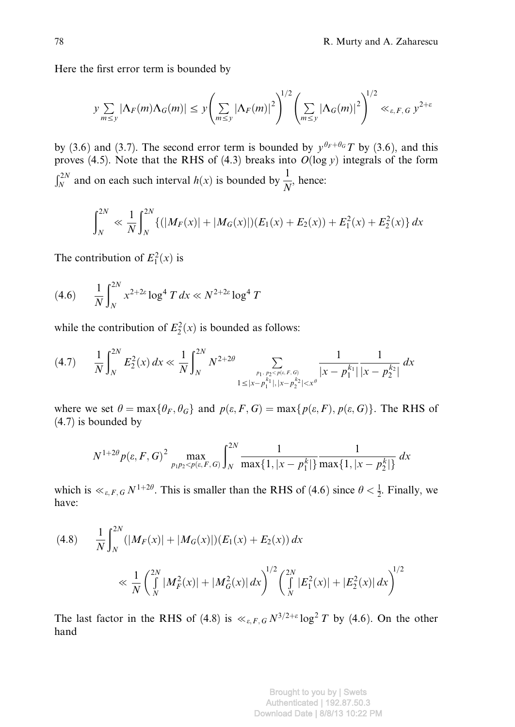Here the first error term is bounded by

$$y \sum_{m \le y} |\Lambda_F(m)\Lambda_G(m)| \le y \left( \sum_{m \le y} |\Lambda_F(m)|^2 \right)^{1/2} \left( \sum_{m \le y} |\Lambda_G(m)|^2 \right)^{1/2} \ll_{\varepsilon, F, G} y^{2+\varepsilon}$$

by (3.6) and (3.7). The second error term is bounded by $y^{\theta_F + \theta_G} T$ by (3.6), and this proves (4.5). Note that the RHS of (4.3) breaks into $O(\log y)$ integrals of the form $\int_N^{2N}$ and on each such interval $h(x)$ is bounded by $\dfrac{1}{N}$, hence:

$$\int_N^{2N} \ll \frac{1}{N} \int_N^{2N} \{ (|M_F(x)| + |M_G(x)|)(E_1(x) + E_2(x)) + E_1^2(x) + E_2^2(x) \} \, dx$$

The contribution of $E_1^2(x)$ is

$$(4.6) \qquad \frac{1}{N} \int_N^{2N} x^{2+2\varepsilon} \log^4 T \, dx \ll N^{2+2\varepsilon} \log^4 T$$

while the contribution of $E_2^2(x)$ is bounded as follows:

$$(4.7) \qquad \frac{1}{N} \int_N^{2N} E_2^2(x) \, dx \ll \frac{1}{N} \int_N^{2N} N^{2+2\theta} \sum_{\substack{p_1, \, p_2 < p(\varepsilon, F, G) \\ 1 \le |x - p_1^{k_1}|, |x - p_2^{k_2}| < x^\theta}} \frac{1}{|x - p_1^{k_1}|} \frac{1}{|x - p_2^{k_2}|} \, dx$$

where we set $\theta = \max\{\theta_F, \theta_G\}$ and $p(\varepsilon, F, G) = \max\{p(\varepsilon, F), p(\varepsilon, G)\}$. The RHS of (4.7) is bounded by

$$N^{1+2\theta} p(\varepsilon, F, G)^2 \max_{p_1 p_2 < p(\varepsilon, F, G)} \int_N^{2N} \frac{1}{\max\{1, |x - p_1^k|\}} \frac{1}{\max\{1, |x - p_2^k|\}} \, dx$$

which is $\ll_{\varepsilon, F, G} N^{1+2\theta}$. This is smaller than the RHS of (4.6) since $\theta < \frac{1}{2}$. Finally, we have:

$$(4.8) \qquad \frac{1}{N} \int_N^{2N} (|M_F(x)| + |M_G(x)|)(E_1(x) + E_2(x)) \, dx$$
$$\ll \frac{1}{N} \left( \int_N^{2N} |M_F^2(x)| + |M_G^2(x)| \, dx \right)^{1/2} \left( \int_N^{2N} |E_1^2(x)| + |E_2^2(x)| \, dx \right)^{1/2}$$

The last factor in the RHS of (4.8) is $\ll_{\varepsilon, F, G} N^{3/2+\varepsilon} \log^2 T$ by (4.6). On the other hand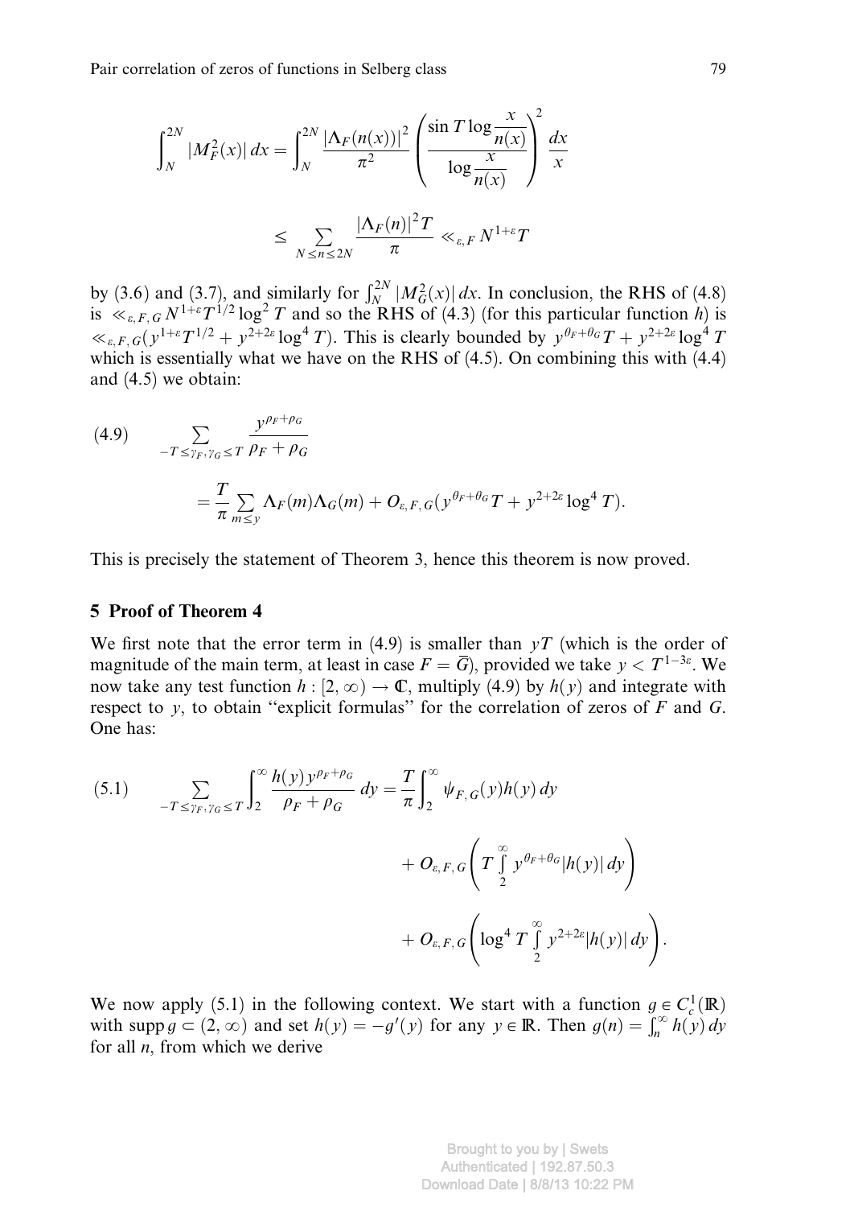$$\int_N^{2N} |M_F^2(x)|\,dx = \int_N^{2N} \frac{|\Lambda_F(n(x))|^2}{\pi^2}\left(\frac{\sin T\log\dfrac{x}{n(x)}}{\log\dfrac{x}{n(x)}}\right)^2 \frac{dx}{x}$$

$$\le \sum_{N\le n\le 2N} \frac{|\Lambda_F(n)|^2 T}{\pi} \ll_{\varepsilon,F} N^{1+\varepsilon}T$$

by (3.6) and (3.7), and similarly for $\int_N^{2N}|M_G^2(x)|\,dx$. In conclusion, the RHS of (4.8) is $\ll_{\varepsilon,F,G} N^{1+\varepsilon}T^{1/2}\log^2 T$ and so the RHS of (4.3) (for this particular function $h$) is $\ll_{\varepsilon,F,G}(y^{1+\varepsilon}T^{1/2} + y^{2+2\varepsilon}\log^4 T)$. This is clearly bounded by $y^{\theta_F+\theta_G}T + y^{2+2\varepsilon}\log^4 T$ which is essentially what we have on the RHS of (4.5). On combining this with (4.4) and (4.5) we obtain:

$$(4.9)\qquad \sum_{-T\le\gamma_F,\gamma_G\le T} \frac{y^{\rho_F+\rho_G}}{\rho_F+\rho_G} = \frac{T}{\pi}\sum_{m\le y}\Lambda_F(m)\Lambda_G(m) + O_{\varepsilon,F,G}(y^{\theta_F+\theta_G}T + y^{2+2\varepsilon}\log^4 T).$$

This is precisely the statement of Theorem 3, hence this theorem is now proved.

## 5 Proof of Theorem 4

We first note that the error term in (4.9) is smaller than $yT$ (which is the order of magnitude of the main term, at least in case $F=\overline{G}$), provided we take $y < T^{1-3\varepsilon}$. We now take any test function $h:[2,\infty)\to\mathbb{C}$, multiply (4.9) by $h(y)$ and integrate with respect to $y$, to obtain "explicit formulas" for the correlation of zeros of $F$ and $G$. One has:

$$(5.1)\qquad \sum_{-T\le\gamma_F,\gamma_G\le T}\int_2^\infty \frac{h(y)y^{\rho_F+\rho_G}}{\rho_F+\rho_G}\,dy = \frac{T}{\pi}\int_2^\infty \psi_{F,G}(y)h(y)\,dy + O_{\varepsilon,F,G}\left(T\int_2^\infty y^{\theta_F+\theta_G}|h(y)|\,dy\right) + O_{\varepsilon,F,G}\left(\log^4 T\int_2^\infty y^{2+2\varepsilon}|h(y)|\,dy\right).$$

We now apply (5.1) in the following context. We start with a function $g\in C_c^1(\mathbb{R})$ with $\operatorname{supp} g\subset(2,\infty)$ and set $h(y)=-g'(y)$ for any $y\in\mathbb{R}$. Then $g(n)=\int_n^\infty h(y)\,dy$ for all $n$, from which we derive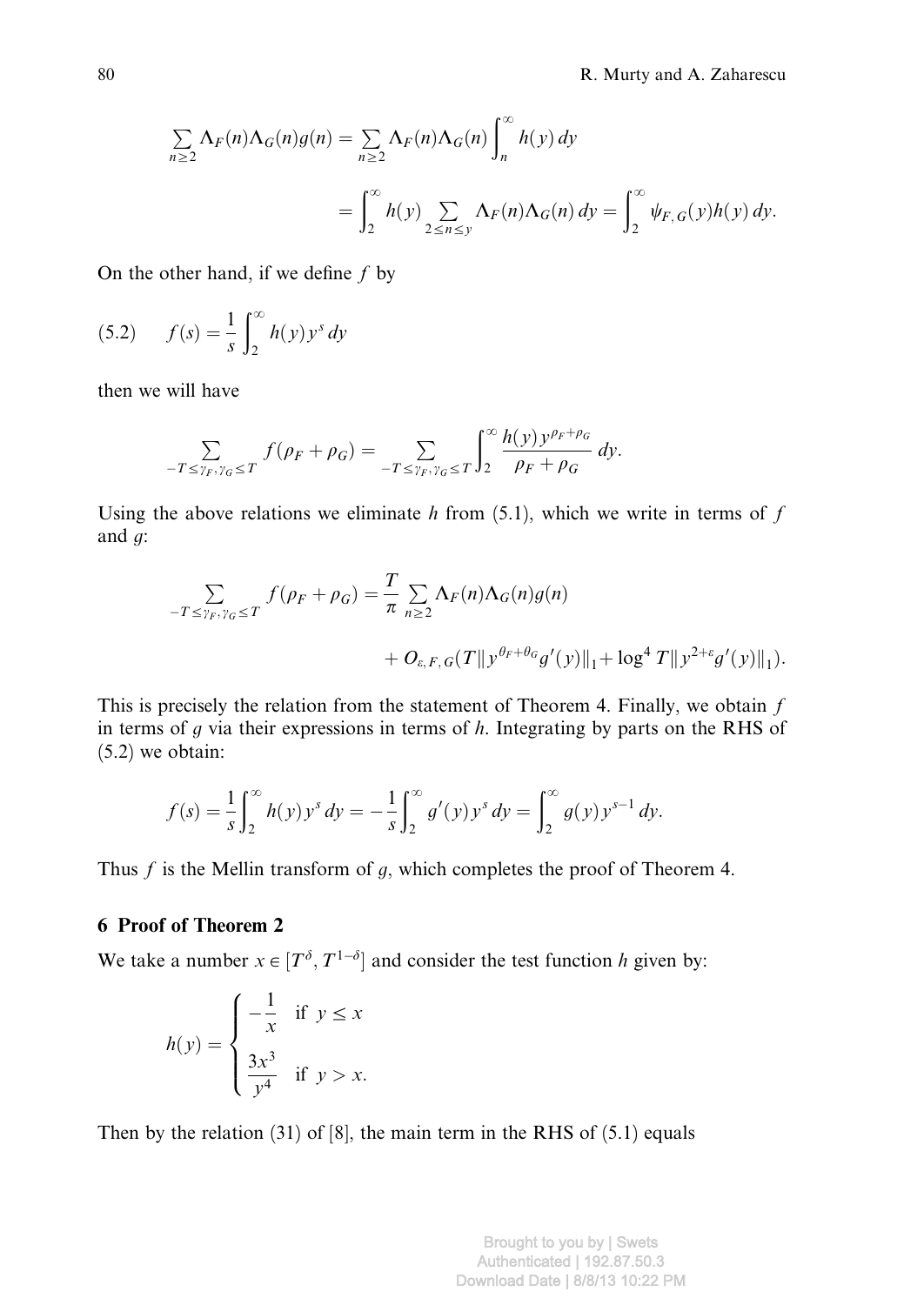$$\sum_{n\geq 2} \Lambda_F(n)\Lambda_G(n)g(n) = \sum_{n\geq 2} \Lambda_F(n)\Lambda_G(n)\int_n^\infty h(y)\,dy$$

$$= \int_2^\infty h(y)\sum_{2\leq n\leq y} \Lambda_F(n)\Lambda_G(n)\,dy = \int_2^\infty \psi_{F,G}(y)h(y)\,dy.$$

On the other hand, if we define $f$ by

$$(5.2) \qquad f(s) = \frac{1}{s}\int_2^\infty h(y)y^s\,dy$$

then we will have

$$\sum_{-T\leq\gamma_F,\gamma_G\leq T} f(\rho_F+\rho_G) = \sum_{-T\leq\gamma_F,\gamma_G\leq T}\int_2^\infty \frac{h(y)y^{\rho_F+\rho_G}}{\rho_F+\rho_G}\,dy.$$

Using the above relations we eliminate $h$ from (5.1), which we write in terms of $f$ and $g$:

$$\sum_{-T\leq\gamma_F,\gamma_G\leq T} f(\rho_F+\rho_G) = \frac{T}{\pi}\sum_{n\geq 2}\Lambda_F(n)\Lambda_G(n)g(n)$$

$$+ O_{\varepsilon,F,G}(T\|y^{\theta_F+\theta_G}g'(y)\|_1 + \log^4 T\|y^{2+\varepsilon}g'(y)\|_1).$$

This is precisely the relation from the statement of Theorem 4. Finally, we obtain $f$ in terms of $g$ via their expressions in terms of $h$. Integrating by parts on the RHS of (5.2) we obtain:

$$f(s) = \frac{1}{s}\int_2^\infty h(y)y^s\,dy = -\frac{1}{s}\int_2^\infty g'(y)y^s\,dy = \int_2^\infty g(y)y^{s-1}\,dy.$$

Thus $f$ is the Mellin transform of $g$, which completes the proof of Theorem 4.

## 6 Proof of Theorem 2

We take a number $x \in [T^\delta, T^{1-\delta}]$ and consider the test function $h$ given by:

$$h(y) = \begin{cases} -\dfrac{1}{x} & \text{if } y \leq x \\[2mm] \dfrac{3x^3}{y^4} & \text{if } y > x. \end{cases}$$

Then by the relation (31) of [8], the main term in the RHS of (5.1) equals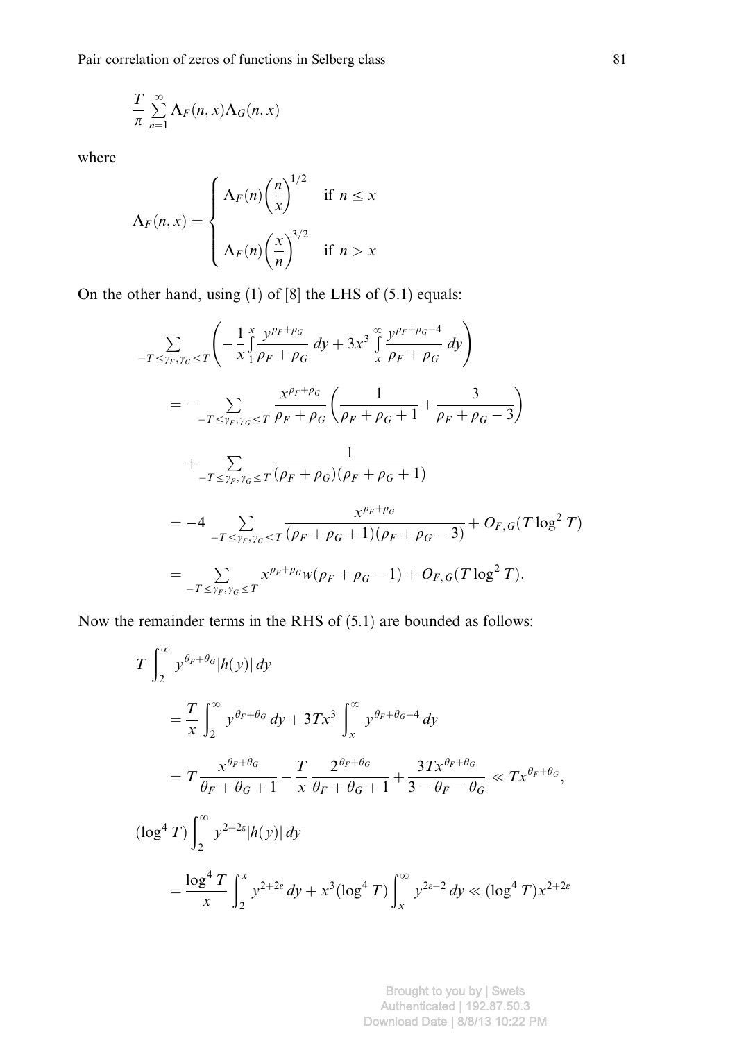$$\frac{T}{\pi}\sum_{n=1}^{\infty}\Lambda_F(n,x)\Lambda_G(n,x)$$

where

$$\Lambda_F(n,x) = \begin{cases} \Lambda_F(n)\left(\dfrac{n}{x}\right)^{1/2} & \text{if } n \le x \\ \Lambda_F(n)\left(\dfrac{x}{n}\right)^{3/2} & \text{if } n > x \end{cases}$$

On the other hand, using (1) of [8] the LHS of (5.1) equals:

$$\begin{aligned}
&\sum_{-T\le\gamma_F,\gamma_G\le T}\left(-\frac{1}{x}\int_1^x \frac{y^{\rho_F+\rho_G}}{\rho_F+\rho_G}\,dy + 3x^3\int_x^\infty \frac{y^{\rho_F+\rho_G-4}}{\rho_F+\rho_G}\,dy\right)\\
&= -\sum_{-T\le\gamma_F,\gamma_G\le T}\frac{x^{\rho_F+\rho_G}}{\rho_F+\rho_G}\left(\frac{1}{\rho_F+\rho_G+1}+\frac{3}{\rho_F+\rho_G-3}\right)\\
&\quad + \sum_{-T\le\gamma_F,\gamma_G\le T}\frac{1}{(\rho_F+\rho_G)(\rho_F+\rho_G+1)}\\
&= -4\sum_{-T\le\gamma_F,\gamma_G\le T}\frac{x^{\rho_F+\rho_G}}{(\rho_F+\rho_G+1)(\rho_F+\rho_G-3)} + O_{F,G}(T\log^2 T)\\
&= \sum_{-T\le\gamma_F,\gamma_G\le T} x^{\rho_F+\rho_G}w(\rho_F+\rho_G-1) + O_{F,G}(T\log^2 T).
\end{aligned}$$

Now the remainder terms in the RHS of (5.1) are bounded as follows:

$$\begin{aligned}
&T\int_2^\infty y^{\theta_F+\theta_G}|h(y)|\,dy\\
&= \frac{T}{x}\int_2^\infty y^{\theta_F+\theta_G}\,dy + 3Tx^3\int_x^\infty y^{\theta_F+\theta_G-4}\,dy\\
&= T\frac{x^{\theta_F+\theta_G}}{\theta_F+\theta_G+1} - \frac{T}{x}\frac{2^{\theta_F+\theta_G}}{\theta_F+\theta_G+1} + \frac{3Tx^{\theta_F+\theta_G}}{3-\theta_F-\theta_G} \ll Tx^{\theta_F+\theta_G},
\end{aligned}$$

$$\begin{aligned}
&(\log^4 T)\int_2^\infty y^{2+2\varepsilon}|h(y)|\,dy\\
&= \frac{\log^4 T}{x}\int_2^x y^{2+2\varepsilon}\,dy + x^3(\log^4 T)\int_x^\infty y^{2\varepsilon-2}\,dy \ll (\log^4 T)x^{2+2\varepsilon}
\end{aligned}$$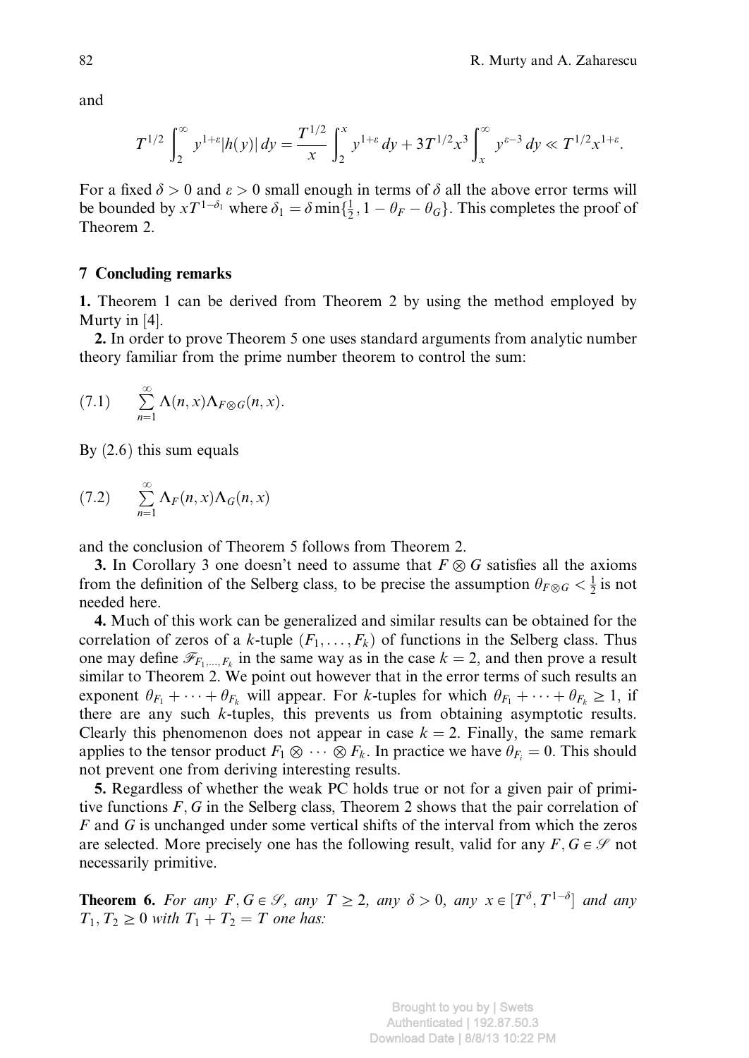and

$$T^{1/2}\int_2^\infty y^{1+\varepsilon}|h(y)|\,dy = \frac{T^{1/2}}{x}\int_2^x y^{1+\varepsilon}\,dy + 3T^{1/2}x^3\int_x^\infty y^{\varepsilon-3}\,dy \ll T^{1/2}x^{1+\varepsilon}.$$

For a fixed $\delta > 0$ and $\varepsilon > 0$ small enough in terms of $\delta$ all the above error terms will be bounded by $xT^{1-\delta_1}$ where $\delta_1 = \delta\min\{\frac{1}{2}, 1-\theta_F-\theta_G\}$. This completes the proof of Theorem 2.

## 7 Concluding remarks

**1.** Theorem 1 can be derived from Theorem 2 by using the method employed by Murty in [4].

**2.** In order to prove Theorem 5 one uses standard arguments from analytic number theory familiar from the prime number theorem to control the sum:

$$(7.1)\qquad \sum_{n=1}^{\infty}\Lambda(n,x)\Lambda_{F\otimes G}(n,x).$$

By (2.6) this sum equals

$$(7.2)\qquad \sum_{n=1}^{\infty}\Lambda_F(n,x)\Lambda_G(n,x)$$

and the conclusion of Theorem 5 follows from Theorem 2.

**3.** In Corollary 3 one doesn't need to assume that $F\otimes G$ satisfies all the axioms from the definition of the Selberg class, to be precise the assumption $\theta_{F\otimes G} < \frac{1}{2}$ is not needed here.

**4.** Much of this work can be generalized and similar results can be obtained for the correlation of zeros of a $k$-tuple $(F_1,\dots,F_k)$ of functions in the Selberg class. Thus one may define $\mathscr{F}_{F_1,\dots,F_k}$ in the same way as in the case $k=2$, and then prove a result similar to Theorem 2. We point out however that in the error terms of such results an exponent $\theta_{F_1}+\cdots+\theta_{F_k}$ will appear. For $k$-tuples for which $\theta_{F_1}+\cdots+\theta_{F_k}\geq 1$, if there are any such $k$-tuples, this prevents us from obtaining asymptotic results. Clearly this phenomenon does not appear in case $k=2$. Finally, the same remark applies to the tensor product $F_1\otimes\cdots\otimes F_k$. In practice we have $\theta_{F_i}=0$. This should not prevent one from deriving interesting results.

**5.** Regardless of whether the weak PC holds true or not for a given pair of primitive functions $F, G$ in the Selberg class, Theorem 2 shows that the pair correlation of $F$ and $G$ is unchanged under some vertical shifts of the interval from which the zeros are selected. More precisely one has the following result, valid for any $F, G\in\mathscr{S}$ not necessarily primitive.

**Theorem 6.** *For any $F, G\in\mathscr{S}$, any $T\geq 2$, any $\delta > 0$, any $x\in[T^\delta, T^{1-\delta}]$ and any $T_1, T_2\geq 0$ with $T_1+T_2=T$ one has:*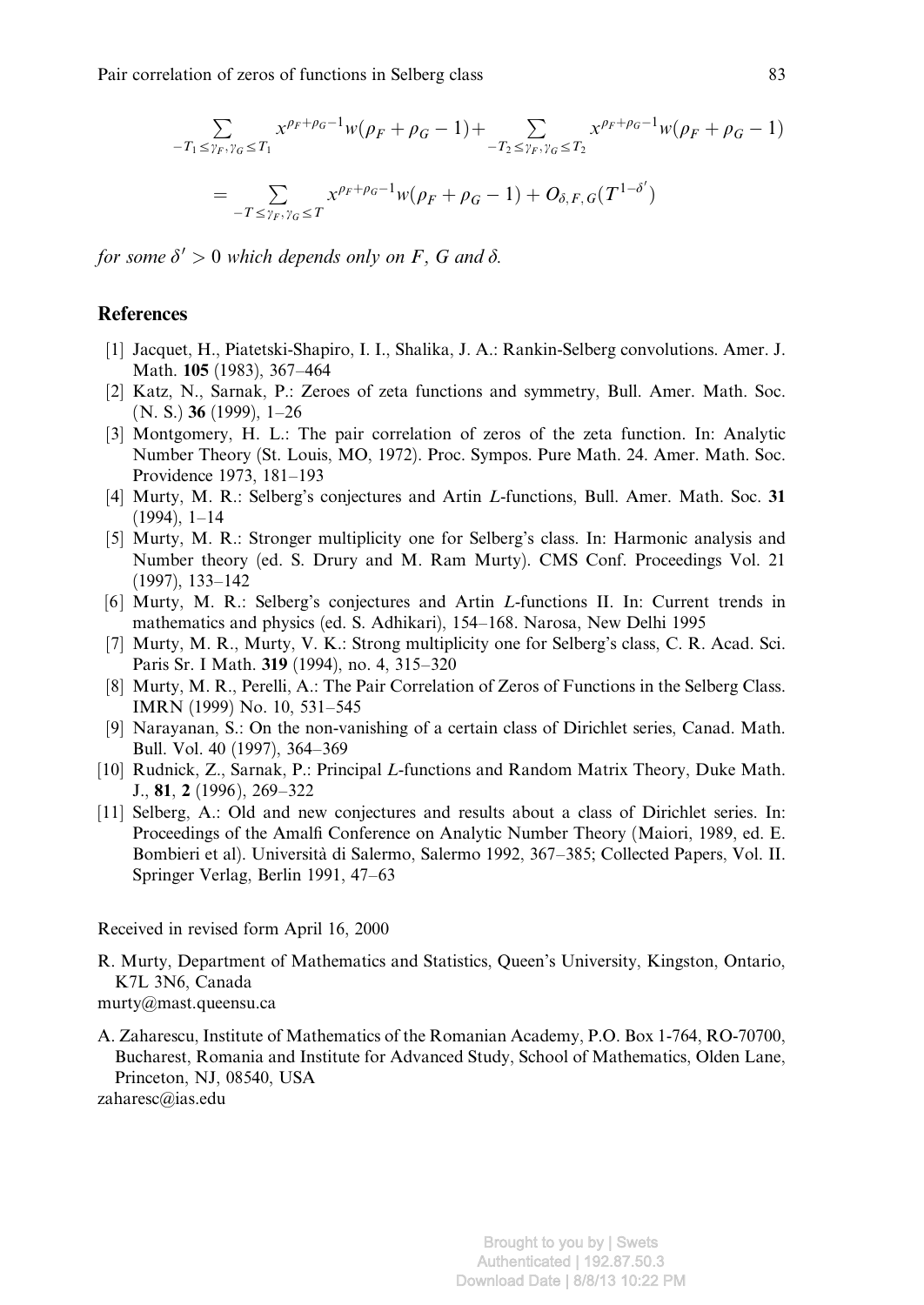$$\sum_{-T_1 \leq \gamma_F, \gamma_G \leq T_1} x^{\rho_F+\rho_G-1} w(\rho_F+\rho_G-1) + \sum_{-T_2 \leq \gamma_F, \gamma_G \leq T_2} x^{\rho_F+\rho_G-1} w(\rho_F+\rho_G-1)$$

$$= \sum_{-T \leq \gamma_F, \gamma_G \leq T} x^{\rho_F+\rho_G-1} w(\rho_F+\rho_G-1) + O_{\delta, F, G}(T^{1-\delta'})$$

*for some $\delta' > 0$ which depends only on $F$, $G$ and $\delta$.*

## References

[1] Jacquet, H., Piatetski-Shapiro, I. I., Shalika, J. A.: Rankin-Selberg convolutions. Amer. J. Math. **105** (1983), 367–464

[2] Katz, N., Sarnak, P.: Zeroes of zeta functions and symmetry, Bull. Amer. Math. Soc. (N. S.) **36** (1999), 1–26

[3] Montgomery, H. L.: The pair correlation of zeros of the zeta function. In: Analytic Number Theory (St. Louis, MO, 1972). Proc. Sympos. Pure Math. 24. Amer. Math. Soc. Providence 1973, 181–193

[4] Murty, M. R.: Selberg's conjectures and Artin $L$-functions, Bull. Amer. Math. Soc. **31** (1994), 1–14

[5] Murty, M. R.: Stronger multiplicity one for Selberg's class. In: Harmonic analysis and Number theory (ed. S. Drury and M. Ram Murty). CMS Conf. Proceedings Vol. 21 (1997), 133–142

[6] Murty, M. R.: Selberg's conjectures and Artin $L$-functions II. In: Current trends in mathematics and physics (ed. S. Adhikari), 154–168. Narosa, New Delhi 1995

[7] Murty, M. R., Murty, V. K.: Strong multiplicity one for Selberg's class, C. R. Acad. Sci. Paris Sr. I Math. **319** (1994), no. 4, 315–320

[8] Murty, M. R., Perelli, A.: The Pair Correlation of Zeros of Functions in the Selberg Class. IMRN (1999) No. 10, 531–545

[9] Narayanan, S.: On the non-vanishing of a certain class of Dirichlet series, Canad. Math. Bull. Vol. 40 (1997), 364–369

[10] Rudnick, Z., Sarnak, P.: Principal $L$-functions and Random Matrix Theory, Duke Math. J., **81**, **2** (1996), 269–322

[11] Selberg, A.: Old and new conjectures and results about a class of Dirichlet series. In: Proceedings of the Amalfi Conference on Analytic Number Theory (Maiori, 1989, ed. E. Bombieri et al). Università di Salermo, Salermo 1992, 367–385; Collected Papers, Vol. II. Springer Verlag, Berlin 1991, 47–63

Received in revised form April 16, 2000

R. Murty, Department of Mathematics and Statistics, Queen's University, Kingston, Ontario, K7L 3N6, Canada
murty@mast.queensu.ca

A. Zaharescu, Institute of Mathematics of the Romanian Academy, P.O. Box 1-764, RO-70700, Bucharest, Romania and Institute for Advanced Study, School of Mathematics, Olden Lane, Princeton, NJ, 08540, USA
zaharesc@ias.edu